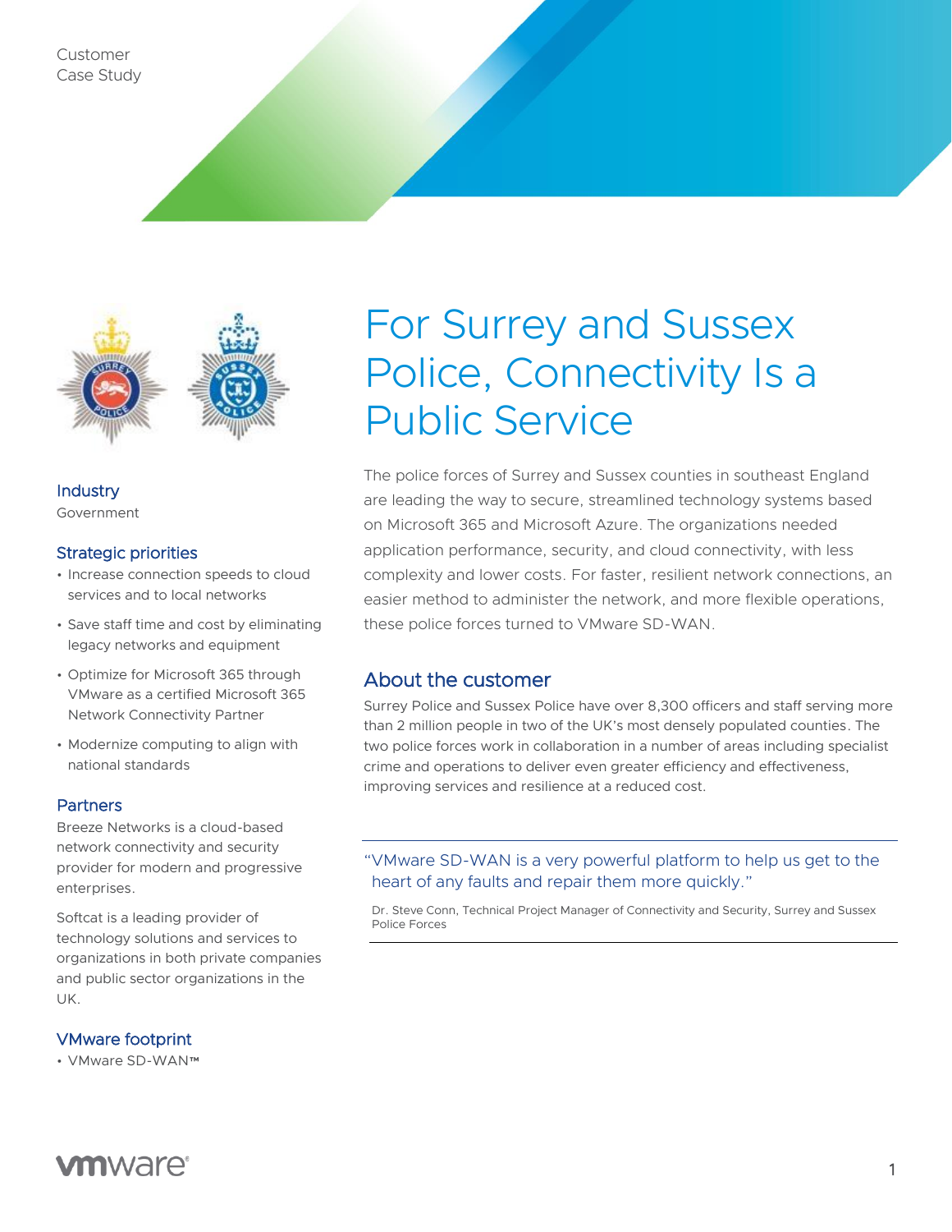Customer
Case Study

# For Surrey and Sussex Police, Connectivity Is a Public Service

The police forces of Surrey and Sussex counties in southeast England are leading the way to secure, streamlined technology systems based on Microsoft 365 and Microsoft Azure. The organizations needed application performance, security, and cloud connectivity, with less complexity and lower costs. For faster, resilient network connections, an easier method to administer the network, and more flexible operations, these police forces turned to VMware SD-WAN.

## About the customer

Surrey Police and Sussex Police have over 8,300 officers and staff serving more than 2 million people in two of the UK's most densely populated counties. The two police forces work in collaboration in a number of areas including specialist crime and operations to deliver even greater efficiency and effectiveness, improving services and resilience at a reduced cost.

> "VMware SD-WAN is a very powerful platform to help us get to the heart of any faults and repair them more quickly."
>
> Dr. Steve Conn, Technical Project Manager of Connectivity and Security, Surrey and Sussex Police Forces

### Industry

Government

### Strategic priorities

- Increase connection speeds to cloud services and to local networks
- Save staff time and cost by eliminating legacy networks and equipment
- Optimize for Microsoft 365 through VMware as a certified Microsoft 365 Network Connectivity Partner
- Modernize computing to align with national standards

### Partners

Breeze Networks is a cloud-based network connectivity and security provider for modern and progressive enterprises.

Softcat is a leading provider of technology solutions and services to organizations in both private companies and public sector organizations in the UK.

### VMware footprint

- VMware SD-WAN™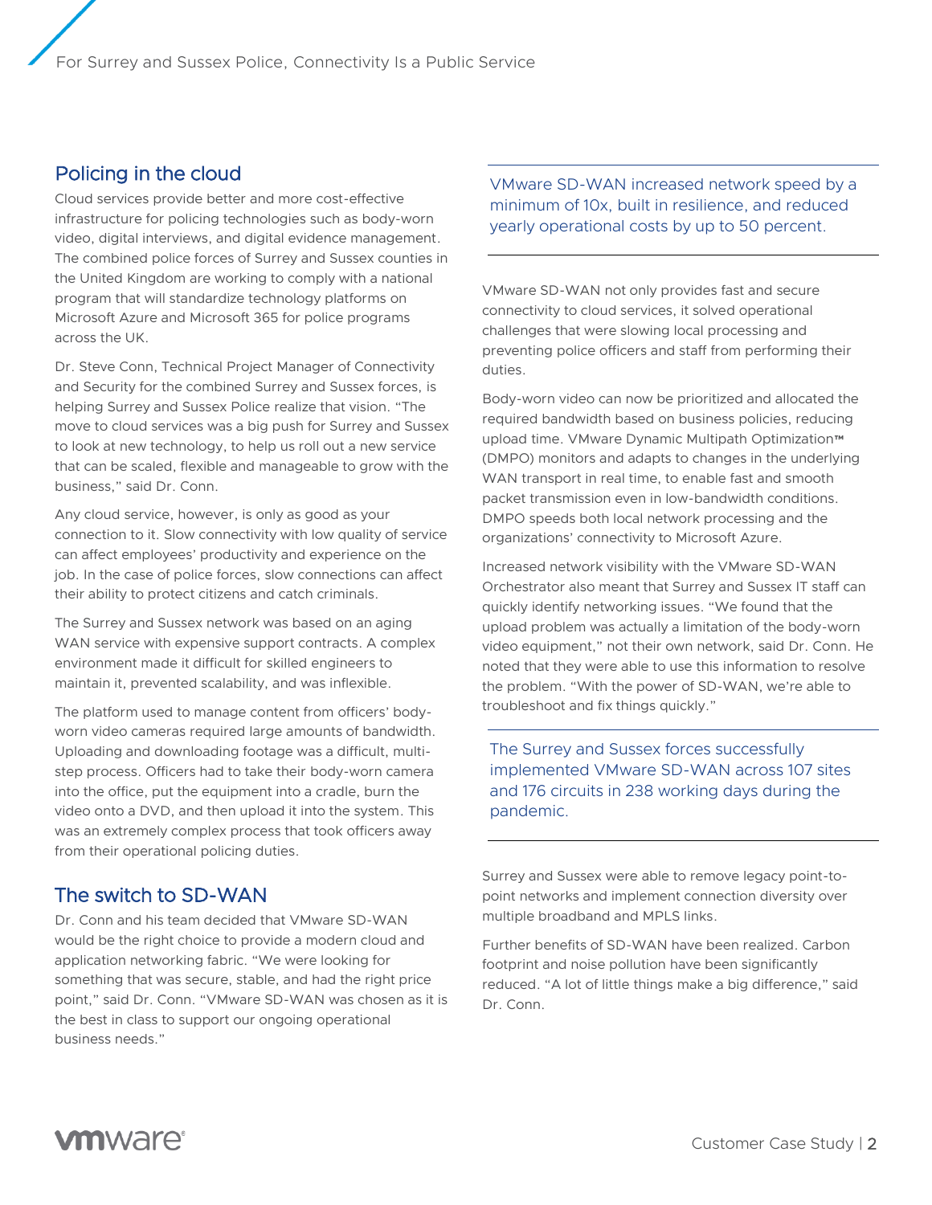## Policing in the cloud

Cloud services provide better and more cost-effective infrastructure for policing technologies such as body-worn video, digital interviews, and digital evidence management. The combined police forces of Surrey and Sussex counties in the United Kingdom are working to comply with a national program that will standardize technology platforms on Microsoft Azure and Microsoft 365 for police programs across the UK.

Dr. Steve Conn, Technical Project Manager of Connectivity and Security for the combined Surrey and Sussex forces, is helping Surrey and Sussex Police realize that vision. "The move to cloud services was a big push for Surrey and Sussex to look at new technology, to help us roll out a new service that can be scaled, flexible and manageable to grow with the business," said Dr. Conn.

Any cloud service, however, is only as good as your connection to it. Slow connectivity with low quality of service can affect employees' productivity and experience on the job. In the case of police forces, slow connections can affect their ability to protect citizens and catch criminals.

The Surrey and Sussex network was based on an aging WAN service with expensive support contracts. A complex environment made it difficult for skilled engineers to maintain it, prevented scalability, and was inflexible.

The platform used to manage content from officers' body-worn video cameras required large amounts of bandwidth. Uploading and downloading footage was a difficult, multi-step process. Officers had to take their body-worn camera into the office, put the equipment into a cradle, burn the video onto a DVD, and then upload it into the system. This was an extremely complex process that took officers away from their operational policing duties.

## The switch to SD-WAN

Dr. Conn and his team decided that VMware SD-WAN would be the right choice to provide a modern cloud and application networking fabric. "We were looking for something that was secure, stable, and had the right price point," said Dr. Conn. "VMware SD-WAN was chosen as it is the best in class to support our ongoing operational business needs."

> VMware SD-WAN increased network speed by a minimum of 10x, built in resilience, and reduced yearly operational costs by up to 50 percent.

VMware SD-WAN not only provides fast and secure connectivity to cloud services, it solved operational challenges that were slowing local processing and preventing police officers and staff from performing their duties.

Body-worn video can now be prioritized and allocated the required bandwidth based on business policies, reducing upload time. VMware Dynamic Multipath Optimization™ (DMPO) monitors and adapts to changes in the underlying WAN transport in real time, to enable fast and smooth packet transmission even in low-bandwidth conditions. DMPO speeds both local network processing and the organizations' connectivity to Microsoft Azure.

Increased network visibility with the VMware SD-WAN Orchestrator also meant that Surrey and Sussex IT staff can quickly identify networking issues. "We found that the upload problem was actually a limitation of the body-worn video equipment," not their own network, said Dr. Conn. He noted that they were able to use this information to resolve the problem. "With the power of SD-WAN, we're able to troubleshoot and fix things quickly."

> The Surrey and Sussex forces successfully implemented VMware SD-WAN across 107 sites and 176 circuits in 238 working days during the pandemic.

Surrey and Sussex were able to remove legacy point-to-point networks and implement connection diversity over multiple broadband and MPLS links.

Further benefits of SD-WAN have been realized. Carbon footprint and noise pollution have been significantly reduced. "A lot of little things make a big difference," said Dr. Conn.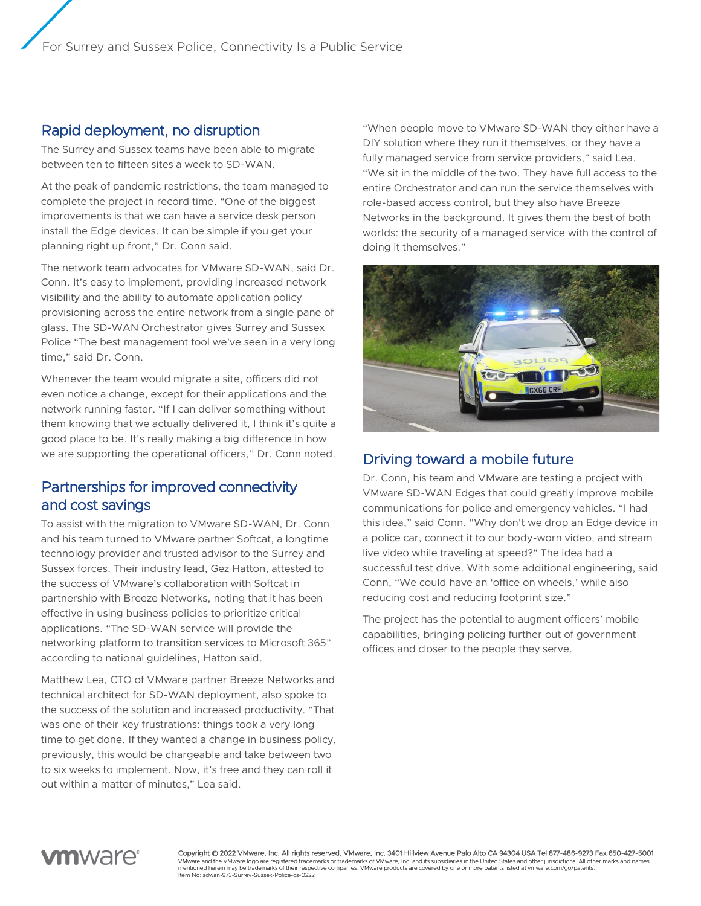## Rapid deployment, no disruption

The Surrey and Sussex teams have been able to migrate between ten to fifteen sites a week to SD-WAN.

At the peak of pandemic restrictions, the team managed to complete the project in record time. "One of the biggest improvements is that we can have a service desk person install the Edge devices. It can be simple if you get your planning right up front," Dr. Conn said.

The network team advocates for VMware SD-WAN, said Dr. Conn. It's easy to implement, providing increased network visibility and the ability to automate application policy provisioning across the entire network from a single pane of glass. The SD-WAN Orchestrator gives Surrey and Sussex Police "The best management tool we've seen in a very long time," said Dr. Conn.

Whenever the team would migrate a site, officers did not even notice a change, except for their applications and the network running faster. "If I can deliver something without them knowing that we actually delivered it, I think it's quite a good place to be. It's really making a big difference in how we are supporting the operational officers," Dr. Conn noted.

## Partnerships for improved connectivity and cost savings

To assist with the migration to VMware SD-WAN, Dr. Conn and his team turned to VMware partner Softcat, a longtime technology provider and trusted advisor to the Surrey and Sussex forces. Their industry lead, Gez Hatton, attested to the success of VMware's collaboration with Softcat in partnership with Breeze Networks, noting that it has been effective in using business policies to prioritize critical applications. "The SD-WAN service will provide the networking platform to transition services to Microsoft 365" according to national guidelines, Hatton said.

Matthew Lea, CTO of VMware partner Breeze Networks and technical architect for SD-WAN deployment, also spoke to the success of the solution and increased productivity. "That was one of their key frustrations: things took a very long time to get done. If they wanted a change in business policy, previously, this would be chargeable and take between two to six weeks to implement. Now, it's free and they can roll it out within a matter of minutes," Lea said.

"When people move to VMware SD-WAN they either have a DIY solution where they run it themselves, or they have a fully managed service from service providers," said Lea. "We sit in the middle of the two. They have full access to the entire Orchestrator and can run the service themselves with role-based access control, but they also have Breeze Networks in the background. It gives them the best of both worlds: the security of a managed service with the control of doing it themselves."

## Driving toward a mobile future

Dr. Conn, his team and VMware are testing a project with VMware SD-WAN Edges that could greatly improve mobile communications for police and emergency vehicles. "I had this idea," said Conn. "Why don't we drop an Edge device in a police car, connect it to our body-worn video, and stream live video while traveling at speed?" The idea had a successful test drive. With some additional engineering, said Conn, "We could have an 'office on wheels,' while also reducing cost and reducing footprint size."

The project has the potential to augment officers' mobile capabilities, bringing policing further out of government offices and closer to the people they serve.

Copyright © 2022 VMware, Inc. All rights reserved. VMware, Inc. 3401 Hillview Avenue Palo Alto CA 94304 USA Tel 877-486-9273 Fax 650-427-5001 VMware and the VMware logo are registered trademarks or trademarks of VMware, Inc. and its subsidiaries in the United States and other jurisdictions. All other marks and names mentioned herein may be trademarks of their respective companies. VMware products are covered by one or more patents listed at vmware.com/go/patents.
Item No: sdwan-973-Surrey-Sussex-Police-cs-0222